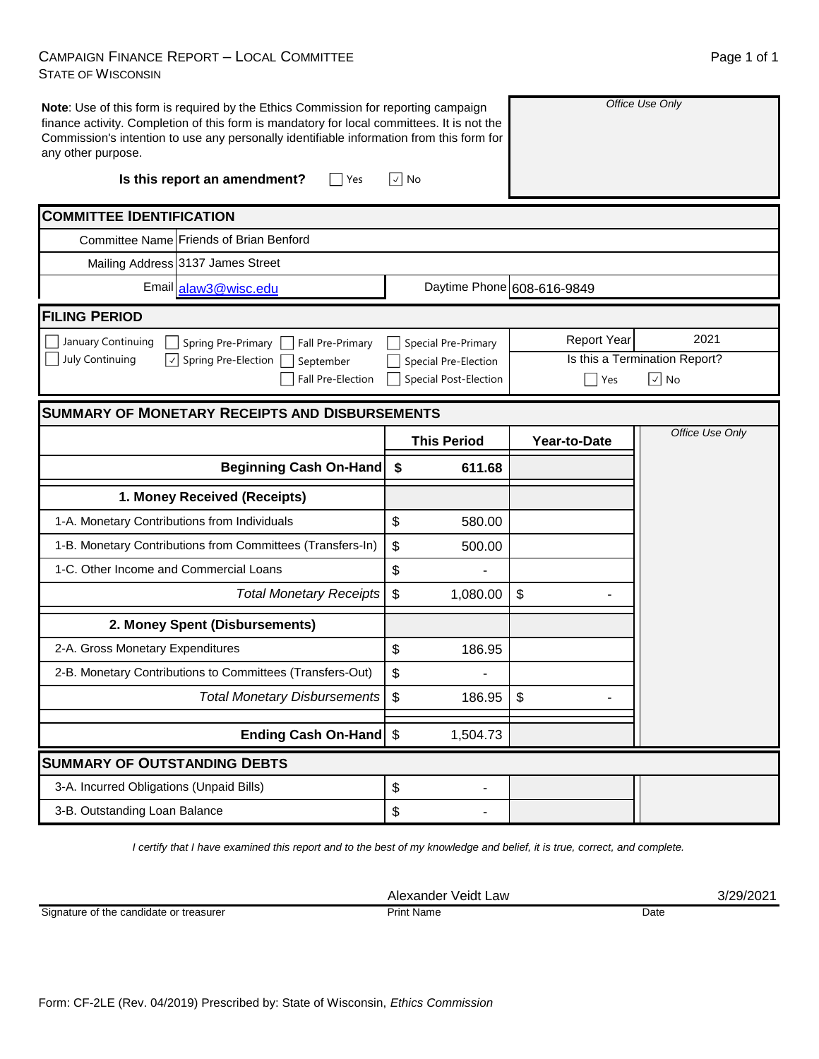# CAMPAIGN FINANCE REPORT – LOCAL COMMITTEE
STATE OF WISCONSIN

**Note**: Use of this form is required by the Ethics Commission for reporting campaign finance activity. Completion of this form is mandatory for local committees. It is not the Commission's intention to use any personally identifiable information from this form for any other purpose.

*Office Use Only*

**Is this report an amendment?** ☐ Yes ☑ No

## COMMITTEE IDENTIFICATION

| | |
|---|---|
| Committee Name | Friends of Brian Benford |
| Mailing Address | 3137 James Street |
| Email | alaw3@wisc.edu |
| Daytime Phone | 608-616-9849 |

## FILING PERIOD

☐ January Continuing ☐ July Continuing ☐ Spring Pre-Primary ☑ Spring Pre-Election ☐ Fall Pre-Primary ☐ September ☐ Fall Pre-Election ☐ Special Pre-Primary ☐ Special Pre-Election ☐ Special Post-Election

Report Year: 2021

Is this a Termination Report? ☐ Yes ☑ No

## SUMMARY OF MONETARY RECEIPTS AND DISBURSEMENTS

| | This Period | Year-to-Date |
|---|---|---|
| **Beginning Cash On-Hand** | $ 611.68 | |
| **1. Money Received (Receipts)** | | |
| 1-A. Monetary Contributions from Individuals | $ 580.00 | |
| 1-B. Monetary Contributions from Committees (Transfers-In) | $ 500.00 | |
| 1-C. Other Income and Commercial Loans | $ - | |
| *Total Monetary Receipts* | $ 1,080.00 | $ - |
| **2. Money Spent (Disbursements)** | | |
| 2-A. Gross Monetary Expenditures | $ 186.95 | |
| 2-B. Monetary Contributions to Committees (Transfers-Out) | $ - | |
| *Total Monetary Disbursements* | $ 186.95 | $ - |
| **Ending Cash On-Hand** | $ 1,504.73 | |

*Office Use Only*

## SUMMARY OF OUTSTANDING DEBTS

| | |
|---|---|
| 3-A. Incurred Obligations (Unpaid Bills) | $ - |
| 3-B. Outstanding Loan Balance | $ - |

*I certify that I have examined this report and to the best of my knowledge and belief, it is true, correct, and complete.*

| Signature of the candidate or treasurer | Print Name | Date |
|---|---|---|
| | Alexander Veidt Law | 3/29/2021 |

Form: CF-2LE (Rev. 04/2019) Prescribed by: State of Wisconsin, *Ethics Commission*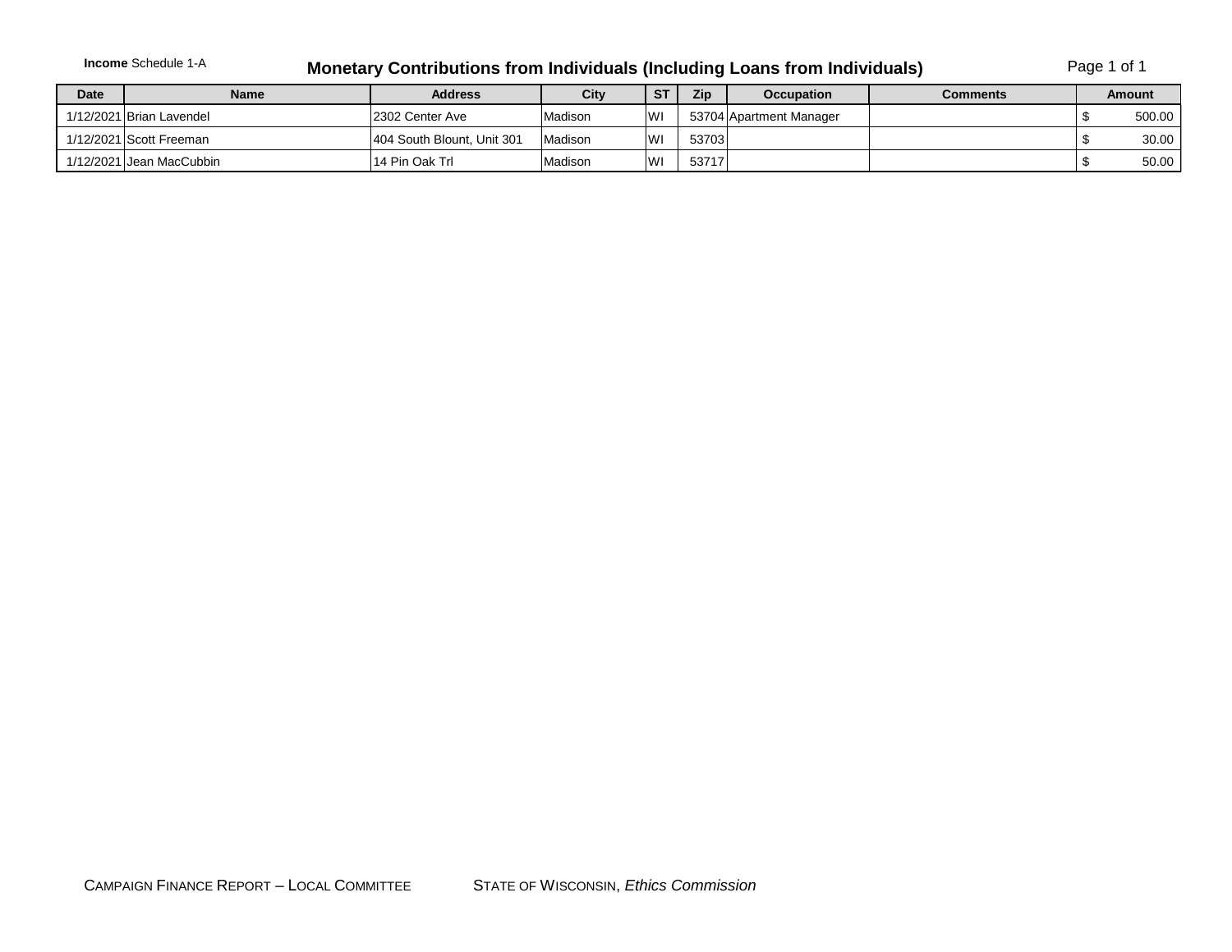**Income** Schedule 1-A

## Monetary Contributions from Individuals (Including Loans from Individuals)

| Date | Name | Address | City | ST | Zip | Occupation | Comments | Amount |
|---|---|---|---|---|---|---|---|---|
| 1/12/2021 | Brian Lavendel | 2302 Center Ave | Madison | WI | 53704 | Apartment Manager | | $ 500.00 |
| 1/12/2021 | Scott Freeman | 404 South Blount, Unit 301 | Madison | WI | 53703 | | | $ 30.00 |
| 1/12/2021 | Jean MacCubbin | 14 Pin Oak Trl | Madison | WI | 53717 | | | $ 50.00 |

CAMPAIGN FINANCE REPORT – LOCAL COMMITTEE     STATE OF WISCONSIN, *Ethics Commission*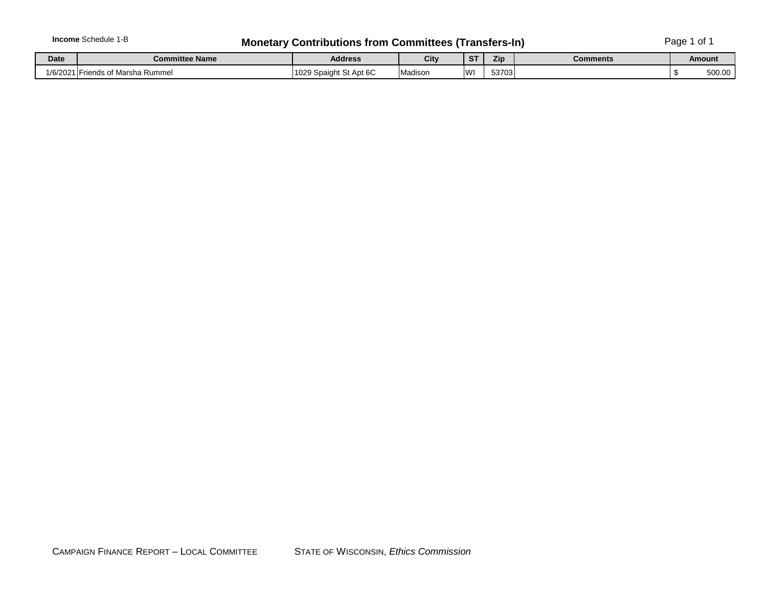**Income** Schedule 1-B

## Monetary Contributions from Committees (Transfers-In)

| Date | Committee Name | Address | City | ST | Zip | Comments | Amount |
|---|---|---|---|---|---|---|---|
| 1/6/2021 | Friends of Marsha Rummel | 1029 Spaight St Apt 6C | Madison | WI | 53703 | | $ 500.00 |

CAMPAIGN FINANCE REPORT – LOCAL COMMITTEE     STATE OF WISCONSIN, *Ethics Commission*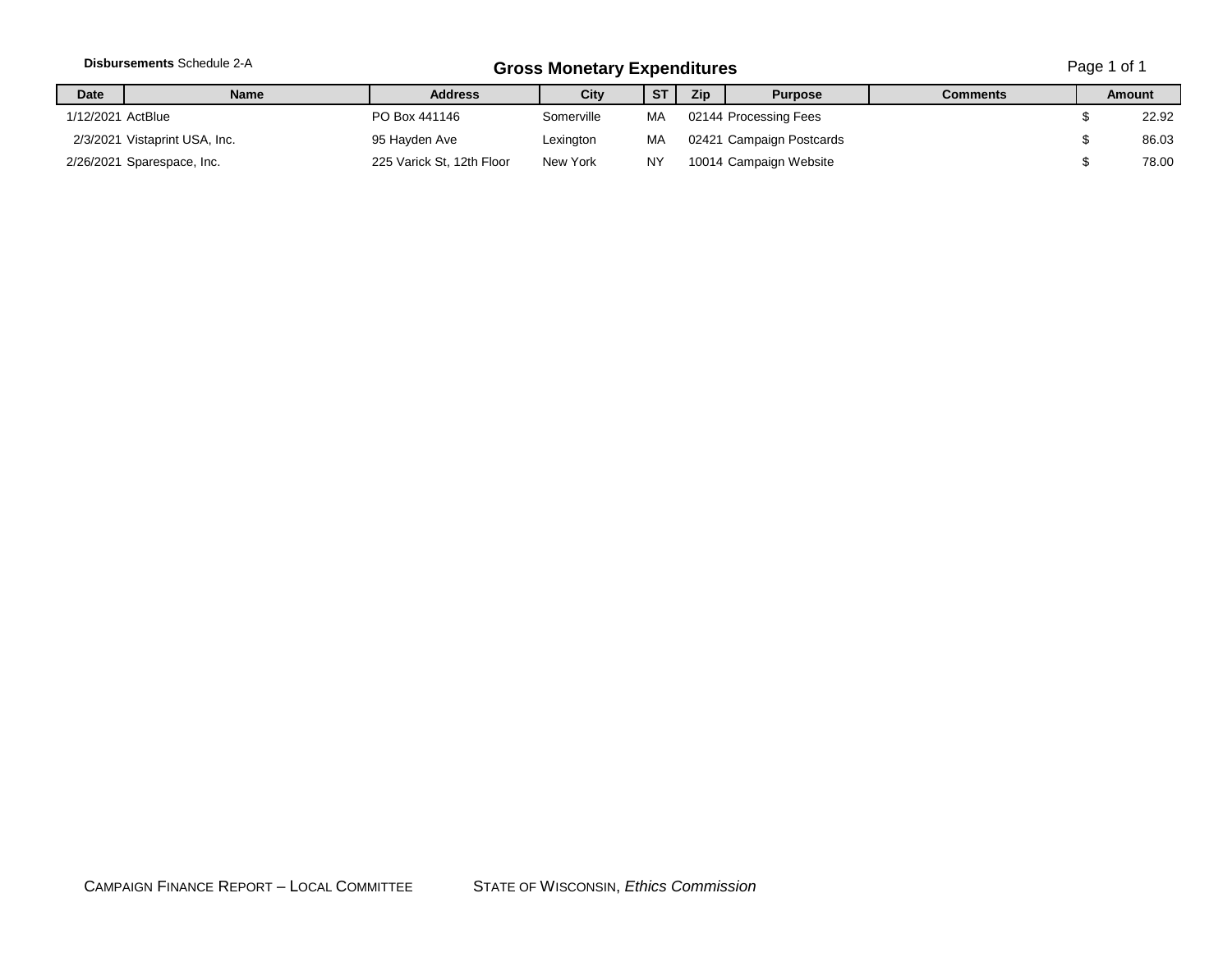**Disbursements** Schedule 2-A

## Gross Monetary Expenditures

| Date | Name | Address | City | ST | Zip | Purpose | Comments | Amount |
|---|---|---|---|---|---|---|---|---|
| 1/12/2021 | ActBlue | PO Box 441146 | Somerville | MA | 02144 | Processing Fees | | $ 22.92 |
| 2/3/2021 | Vistaprint USA, Inc. | 95 Hayden Ave | Lexington | MA | 02421 | Campaign Postcards | | $ 86.03 |
| 2/26/2021 | Sparespace, Inc. | 225 Varick St, 12th Floor | New York | NY | 10014 | Campaign Website | | $ 78.00 |

CAMPAIGN FINANCE REPORT – LOCAL COMMITTEE STATE OF WISCONSIN, *Ethics Commission*